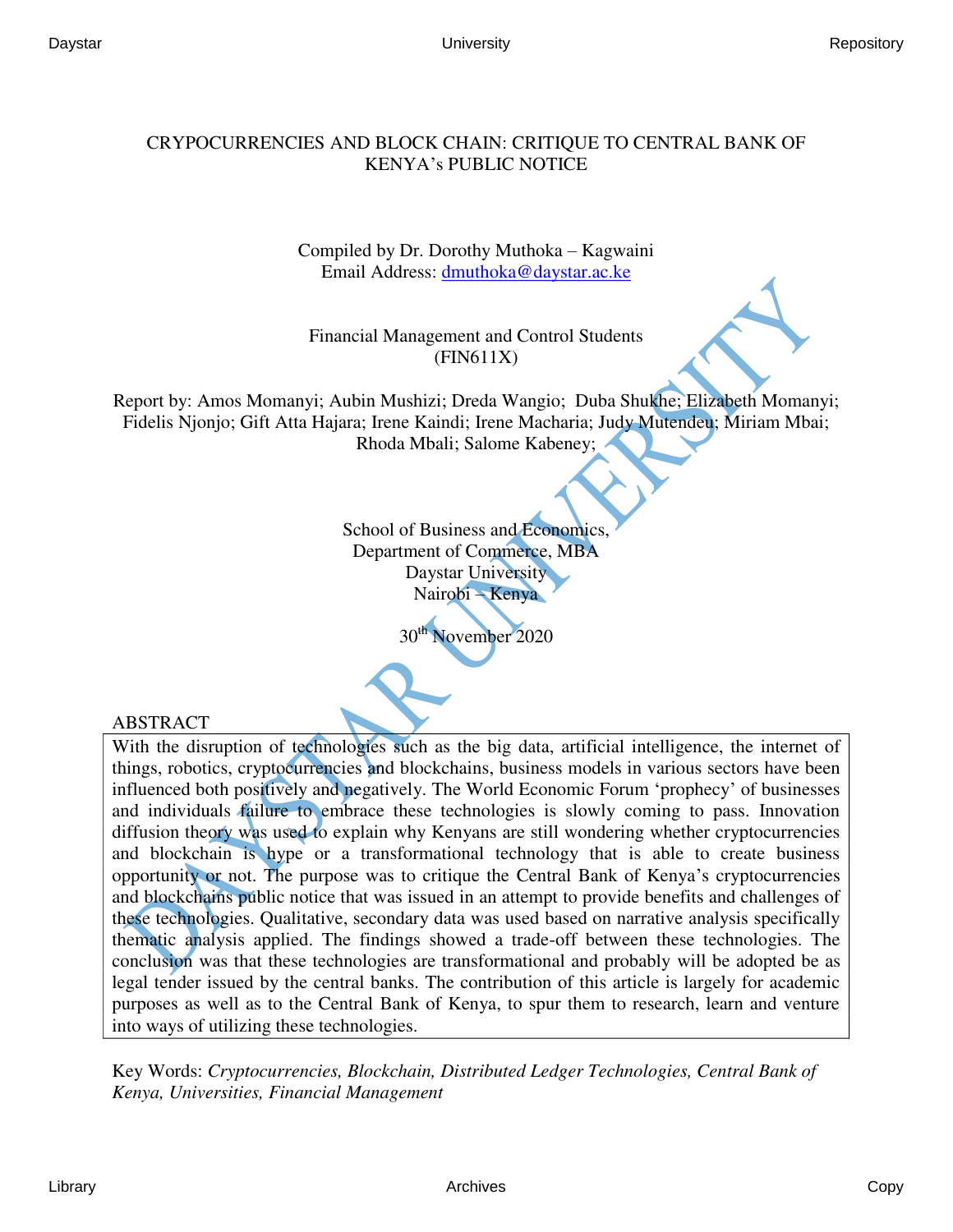# CRYPOCURRENCIES AND BLOCK CHAIN: CRITIQUE TO CENTRAL BANK OF KENYA's PUBLIC NOTICE

Compiled by Dr. Dorothy Muthoka – Kagwaini
Email Address: dmuthoka@daystar.ac.ke

Financial Management and Control Students
(FIN611X)

Report by: Amos Momanyi; Aubin Mushizi; Dreda Wangio; Duba Shukhe; Elizabeth Momanyi; Fidelis Njonjo; Gift Atta Hajara; Irene Kaindi; Irene Macharia; Judy Mutendeu; Miriam Mbai; Rhoda Mbali; Salome Kabeney;

School of Business and Economics,
Department of Commerce, MBA
Daystar University
Nairobi – Kenya

30th November 2020

## ABSTRACT

With the disruption of technologies such as the big data, artificial intelligence, the internet of things, robotics, cryptocurrencies and blockchains, business models in various sectors have been influenced both positively and negatively. The World Economic Forum 'prophecy' of businesses and individuals failure to embrace these technologies is slowly coming to pass. Innovation diffusion theory was used to explain why Kenyans are still wondering whether cryptocurrencies and blockchain is hype or a transformational technology that is able to create business opportunity or not. The purpose was to critique the Central Bank of Kenya's cryptocurrencies and blockchains public notice that was issued in an attempt to provide benefits and challenges of these technologies. Qualitative, secondary data was used based on narrative analysis specifically thematic analysis applied. The findings showed a trade-off between these technologies. The conclusion was that these technologies are transformational and probably will be adopted be as legal tender issued by the central banks. The contribution of this article is largely for academic purposes as well as to the Central Bank of Kenya, to spur them to research, learn and venture into ways of utilizing these technologies.

Key Words: *Cryptocurrencies, Blockchain, Distributed Ledger Technologies, Central Bank of Kenya, Universities, Financial Management*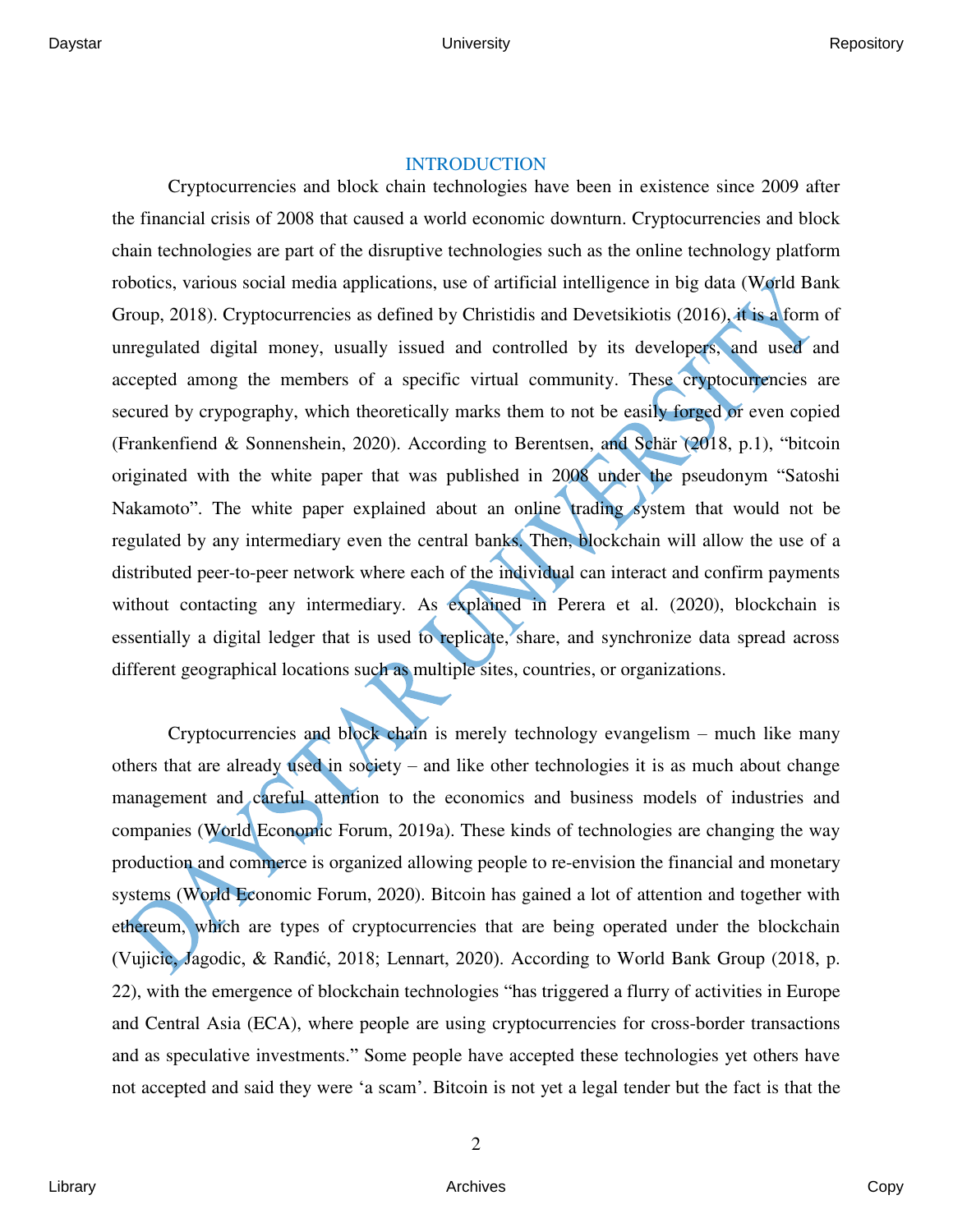# INTRODUCTION

Cryptocurrencies and block chain technologies have been in existence since 2009 after the financial crisis of 2008 that caused a world economic downturn. Cryptocurrencies and block chain technologies are part of the disruptive technologies such as the online technology platform robotics, various social media applications, use of artificial intelligence in big data (World Bank Group, 2018). Cryptocurrencies as defined by Christidis and Devetsikiotis (2016), it is a form of unregulated digital money, usually issued and controlled by its developers, and used and accepted among the members of a specific virtual community. These cryptocurrencies are secured by crypography, which theoretically marks them to not be easily forged or even copied (Frankenfiend & Sonnenshein, 2020). According to Berentsen, and Schär (2018, p.1), "bitcoin originated with the white paper that was published in 2008 under the pseudonym "Satoshi Nakamoto". The white paper explained about an online trading system that would not be regulated by any intermediary even the central banks. Then, blockchain will allow the use of a distributed peer-to-peer network where each of the individual can interact and confirm payments without contacting any intermediary. As explained in Perera et al. (2020), blockchain is essentially a digital ledger that is used to replicate, share, and synchronize data spread across different geographical locations such as multiple sites, countries, or organizations.

Cryptocurrencies and block chain is merely technology evangelism – much like many others that are already used in society – and like other technologies it is as much about change management and careful attention to the economics and business models of industries and companies (World Economic Forum, 2019a). These kinds of technologies are changing the way production and commerce is organized allowing people to re-envision the financial and monetary systems (World Economic Forum, 2020). Bitcoin has gained a lot of attention and together with ethereum, which are types of cryptocurrencies that are being operated under the blockchain (Vujicic, Jagodic, & Ranđić, 2018; Lennart, 2020). According to World Bank Group (2018, p. 22), with the emergence of blockchain technologies "has triggered a flurry of activities in Europe and Central Asia (ECA), where people are using cryptocurrencies for cross-border transactions and as speculative investments." Some people have accepted these technologies yet others have not accepted and said they were 'a scam'. Bitcoin is not yet a legal tender but the fact is that the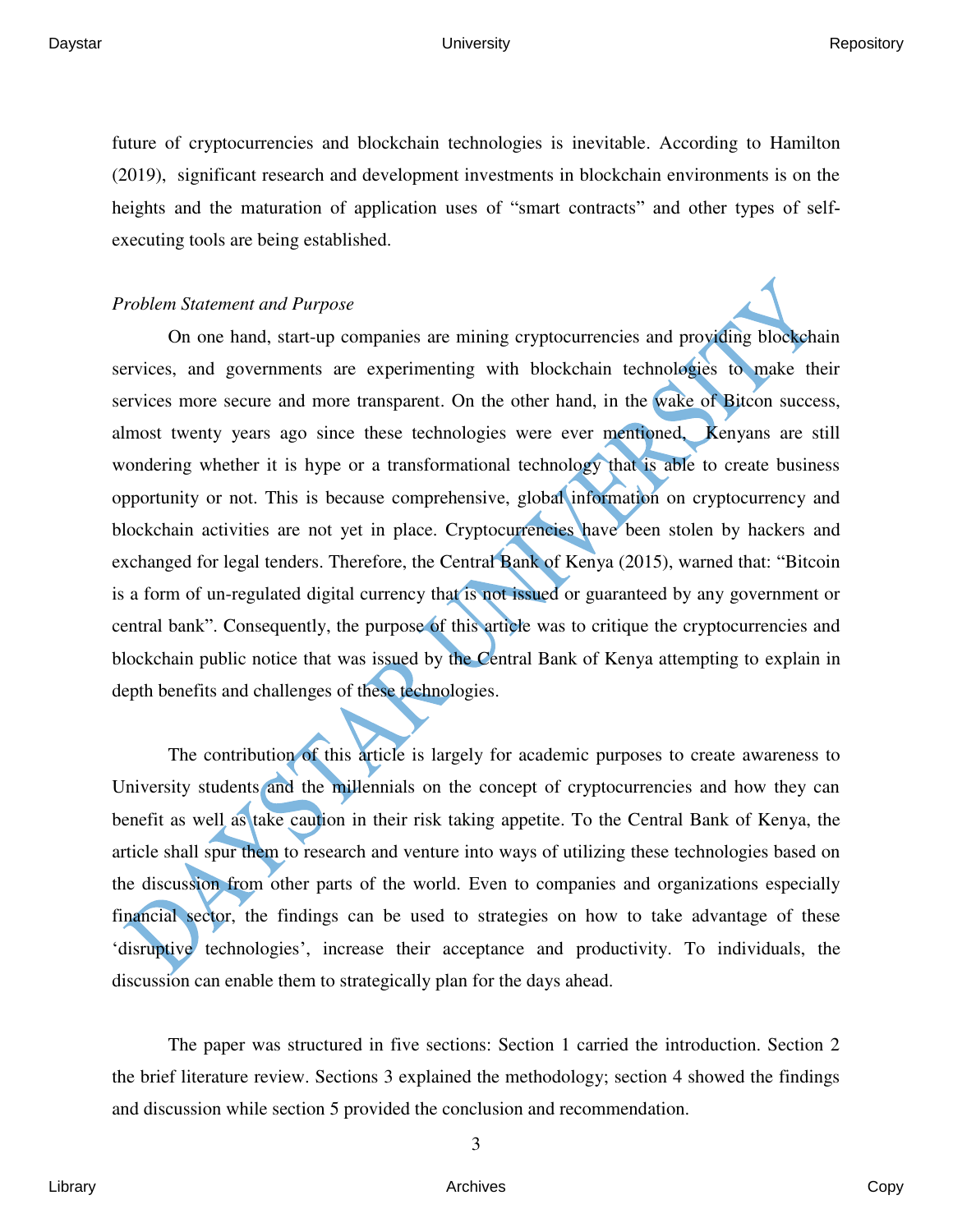future of cryptocurrencies and blockchain technologies is inevitable. According to Hamilton (2019), significant research and development investments in blockchain environments is on the heights and the maturation of application uses of "smart contracts" and other types of self-executing tools are being established.

*Problem Statement and Purpose*

On one hand, start-up companies are mining cryptocurrencies and providing blockchain services, and governments are experimenting with blockchain technologies to make their services more secure and more transparent. On the other hand, in the wake of Bitcon success, almost twenty years ago since these technologies were ever mentioned, Kenyans are still wondering whether it is hype or a transformational technology that is able to create business opportunity or not. This is because comprehensive, global information on cryptocurrency and blockchain activities are not yet in place. Cryptocurrencies have been stolen by hackers and exchanged for legal tenders. Therefore, the Central Bank of Kenya (2015), warned that: "Bitcoin is a form of un-regulated digital currency that is not issued or guaranteed by any government or central bank". Consequently, the purpose of this article was to critique the cryptocurrencies and blockchain public notice that was issued by the Central Bank of Kenya attempting to explain in depth benefits and challenges of these technologies.

The contribution of this article is largely for academic purposes to create awareness to University students and the millennials on the concept of cryptocurrencies and how they can benefit as well as take caution in their risk taking appetite. To the Central Bank of Kenya, the article shall spur them to research and venture into ways of utilizing these technologies based on the discussion from other parts of the world. Even to companies and organizations especially financial sector, the findings can be used to strategies on how to take advantage of these 'disruptive technologies', increase their acceptance and productivity. To individuals, the discussion can enable them to strategically plan for the days ahead.

The paper was structured in five sections: Section 1 carried the introduction. Section 2 the brief literature review. Sections 3 explained the methodology; section 4 showed the findings and discussion while section 5 provided the conclusion and recommendation.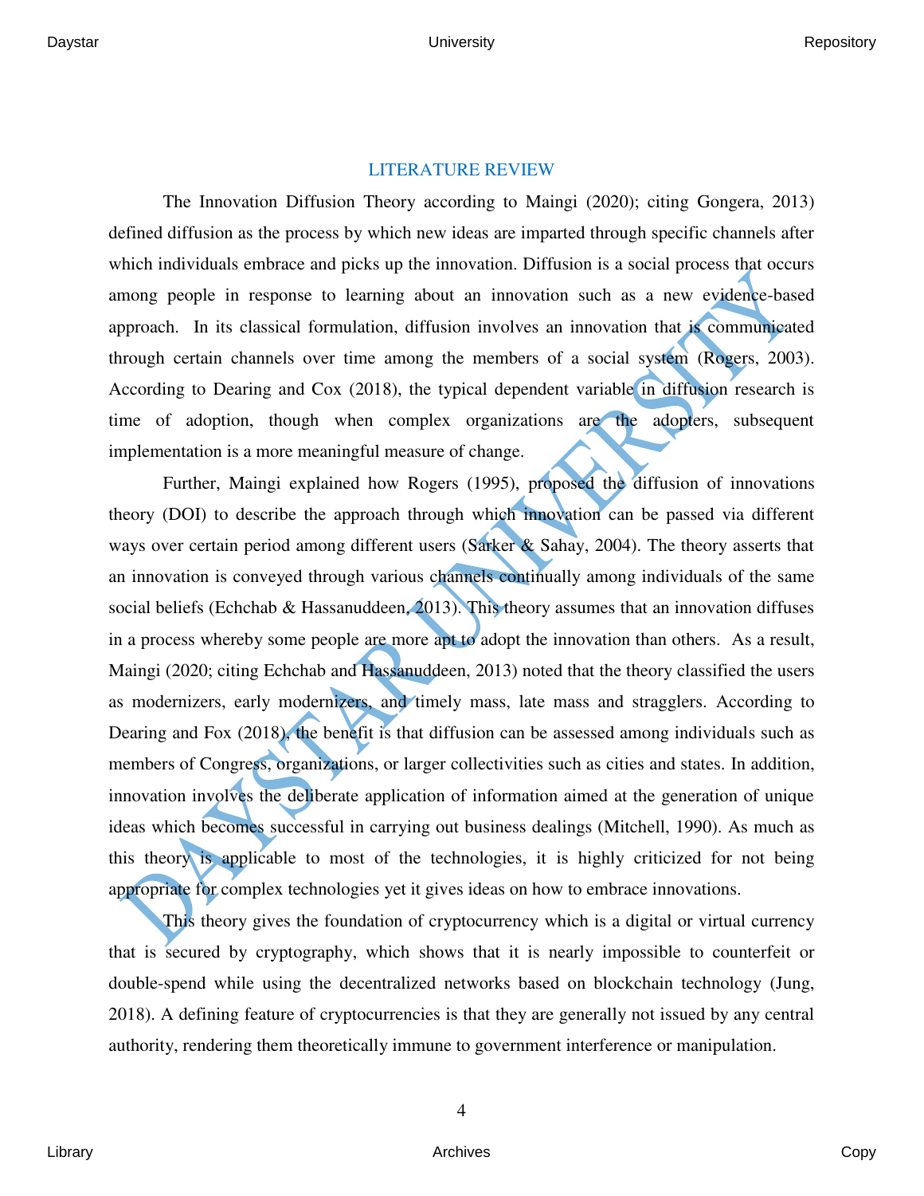## LITERATURE REVIEW

The Innovation Diffusion Theory according to Maingi (2020); citing Gongera, 2013) defined diffusion as the process by which new ideas are imparted through specific channels after which individuals embrace and picks up the innovation. Diffusion is a social process that occurs among people in response to learning about an innovation such as a new evidence-based approach. In its classical formulation, diffusion involves an innovation that is communicated through certain channels over time among the members of a social system (Rogers, 2003). According to Dearing and Cox (2018), the typical dependent variable in diffusion research is time of adoption, though when complex organizations are the adopters, subsequent implementation is a more meaningful measure of change.

Further, Maingi explained how Rogers (1995), proposed the diffusion of innovations theory (DOI) to describe the approach through which innovation can be passed via different ways over certain period among different users (Sarker & Sahay, 2004). The theory asserts that an innovation is conveyed through various channels continually among individuals of the same social beliefs (Echchab & Hassanuddeen, 2013). This theory assumes that an innovation diffuses in a process whereby some people are more apt to adopt the innovation than others. As a result, Maingi (2020; citing Echchab and Hassanuddeen, 2013) noted that the theory classified the users as modernizers, early modernizers, and timely mass, late mass and stragglers. According to Dearing and Fox (2018), the benefit is that diffusion can be assessed among individuals such as members of Congress, organizations, or larger collectivities such as cities and states. In addition, innovation involves the deliberate application of information aimed at the generation of unique ideas which becomes successful in carrying out business dealings (Mitchell, 1990). As much as this theory is applicable to most of the technologies, it is highly criticized for not being appropriate for complex technologies yet it gives ideas on how to embrace innovations.

This theory gives the foundation of cryptocurrency which is a digital or virtual currency that is secured by cryptography, which shows that it is nearly impossible to counterfeit or double-spend while using the decentralized networks based on blockchain technology (Jung, 2018). A defining feature of cryptocurrencies is that they are generally not issued by any central authority, rendering them theoretically immune to government interference or manipulation.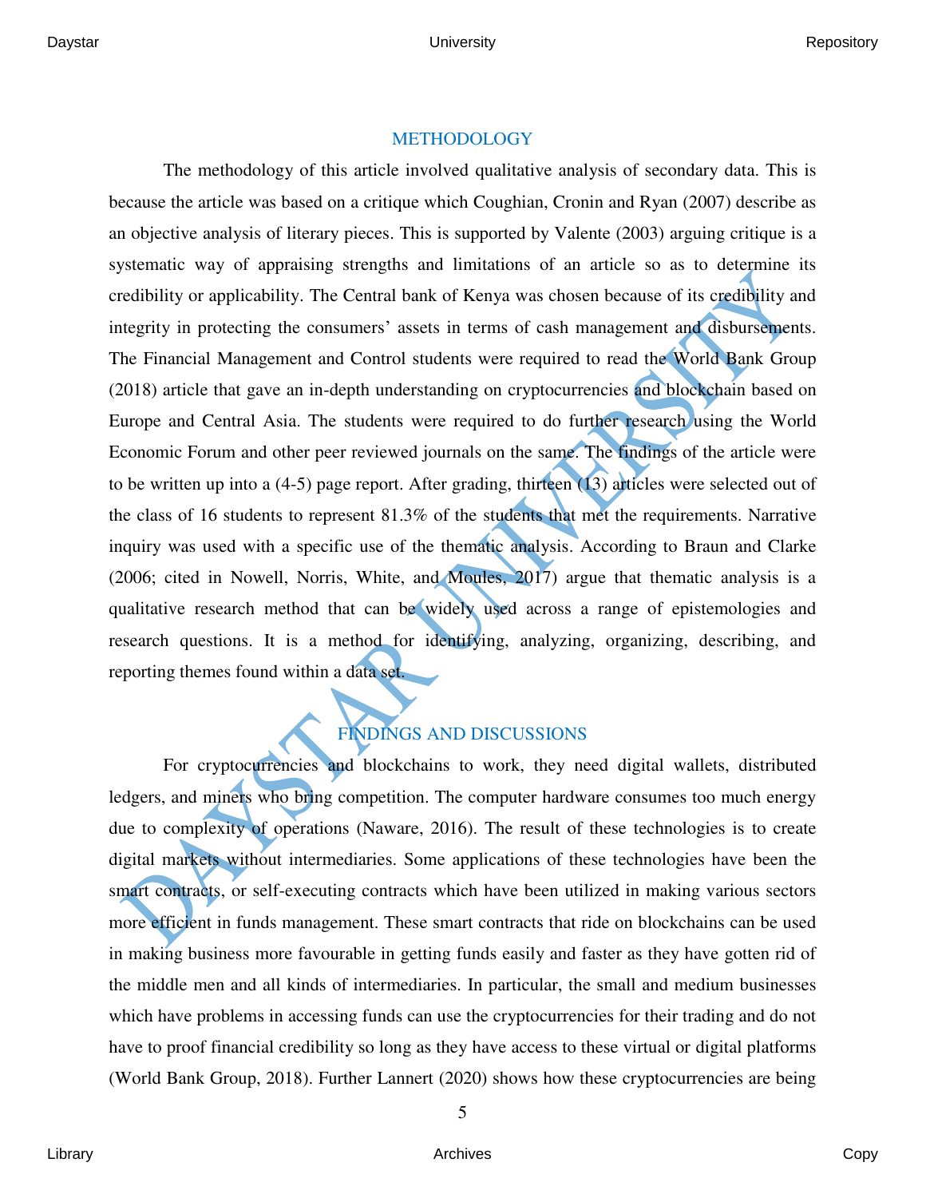## METHODOLOGY

The methodology of this article involved qualitative analysis of secondary data. This is because the article was based on a critique which Coughian, Cronin and Ryan (2007) describe as an objective analysis of literary pieces. This is supported by Valente (2003) arguing critique is a systematic way of appraising strengths and limitations of an article so as to determine its credibility or applicability. The Central bank of Kenya was chosen because of its credibility and integrity in protecting the consumers' assets in terms of cash management and disbursements. The Financial Management and Control students were required to read the World Bank Group (2018) article that gave an in-depth understanding on cryptocurrencies and blockchain based on Europe and Central Asia. The students were required to do further research using the World Economic Forum and other peer reviewed journals on the same. The findings of the article were to be written up into a (4-5) page report. After grading, thirteen (13) articles were selected out of the class of 16 students to represent 81.3% of the students that met the requirements. Narrative inquiry was used with a specific use of the thematic analysis. According to Braun and Clarke (2006; cited in Nowell, Norris, White, and Moules, 2017) argue that thematic analysis is a qualitative research method that can be widely used across a range of epistemologies and research questions. It is a method for identifying, analyzing, organizing, describing, and reporting themes found within a data set.

## FINDINGS AND DISCUSSIONS

For cryptocurrencies and blockchains to work, they need digital wallets, distributed ledgers, and miners who bring competition. The computer hardware consumes too much energy due to complexity of operations (Naware, 2016). The result of these technologies is to create digital markets without intermediaries. Some applications of these technologies have been the smart contracts, or self-executing contracts which have been utilized in making various sectors more efficient in funds management. These smart contracts that ride on blockchains can be used in making business more favourable in getting funds easily and faster as they have gotten rid of the middle men and all kinds of intermediaries. In particular, the small and medium businesses which have problems in accessing funds can use the cryptocurrencies for their trading and do not have to proof financial credibility so long as they have access to these virtual or digital platforms (World Bank Group, 2018). Further Lannert (2020) shows how these cryptocurrencies are being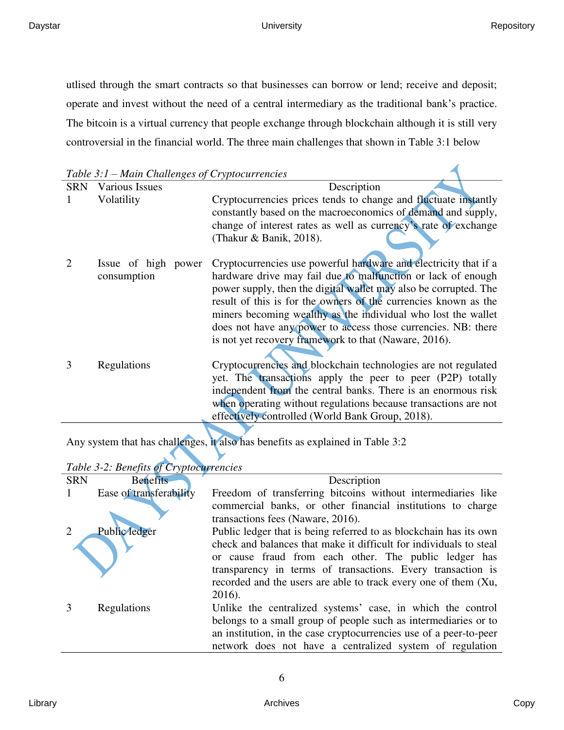utlised through the smart contracts so that businesses can borrow or lend; receive and deposit; operate and invest without the need of a central intermediary as the traditional bank's practice. The bitcoin is a virtual currency that people exchange through blockchain although it is still very controversial in the financial world. The three main challenges that shown in Table 3:1 below

*Table 3:1 – Main Challenges of Cryptocurrencies*

| SRN | Various Issues | Description |
|---|---|---|
| 1 | Volatility | Cryptocurrencies prices tends to change and fluctuate instantly constantly based on the macroeconomics of demand and supply, change of interest rates as well as currency's rate of exchange (Thakur & Banik, 2018). |
| 2 | Issue of high power consumption | Cryptocurrencies use powerful hardware and electricity that if a hardware drive may fail due to malfunction or lack of enough power supply, then the digital wallet may also be corrupted. The result of this is for the owners of the currencies known as the miners becoming wealthy as the individual who lost the wallet does not have any power to access those currencies. NB: there is not yet recovery framework to that (Naware, 2016). |
| 3 | Regulations | Cryptocurrencies and blockchain technologies are not regulated yet. The transactions apply the peer to peer (P2P) totally independent from the central banks. There is an enormous risk when operating without regulations because transactions are not effectively controlled (World Bank Group, 2018). |

Any system that has challenges, it also has benefits as explained in Table 3:2

*Table 3-2: Benefits of Cryptocurrencies*

| SRN | Benefits | Description |
|---|---|---|
| 1 | Ease of transferability | Freedom of transferring bitcoins without intermediaries like commercial banks, or other financial institutions to charge transactions fees (Naware, 2016). |
| 2 | Public ledger | Public ledger that is being referred to as blockchain has its own check and balances that make it difficult for individuals to steal or cause fraud from each other. The public ledger has transparency in terms of transactions. Every transaction is recorded and the users are able to track every one of them (Xu, 2016). |
| 3 | Regulations | Unlike the centralized systems' case, in which the control belongs to a small group of people such as intermediaries or to an institution, in the case cryptocurrencies use of a peer-to-peer network does not have a centralized system of regulation |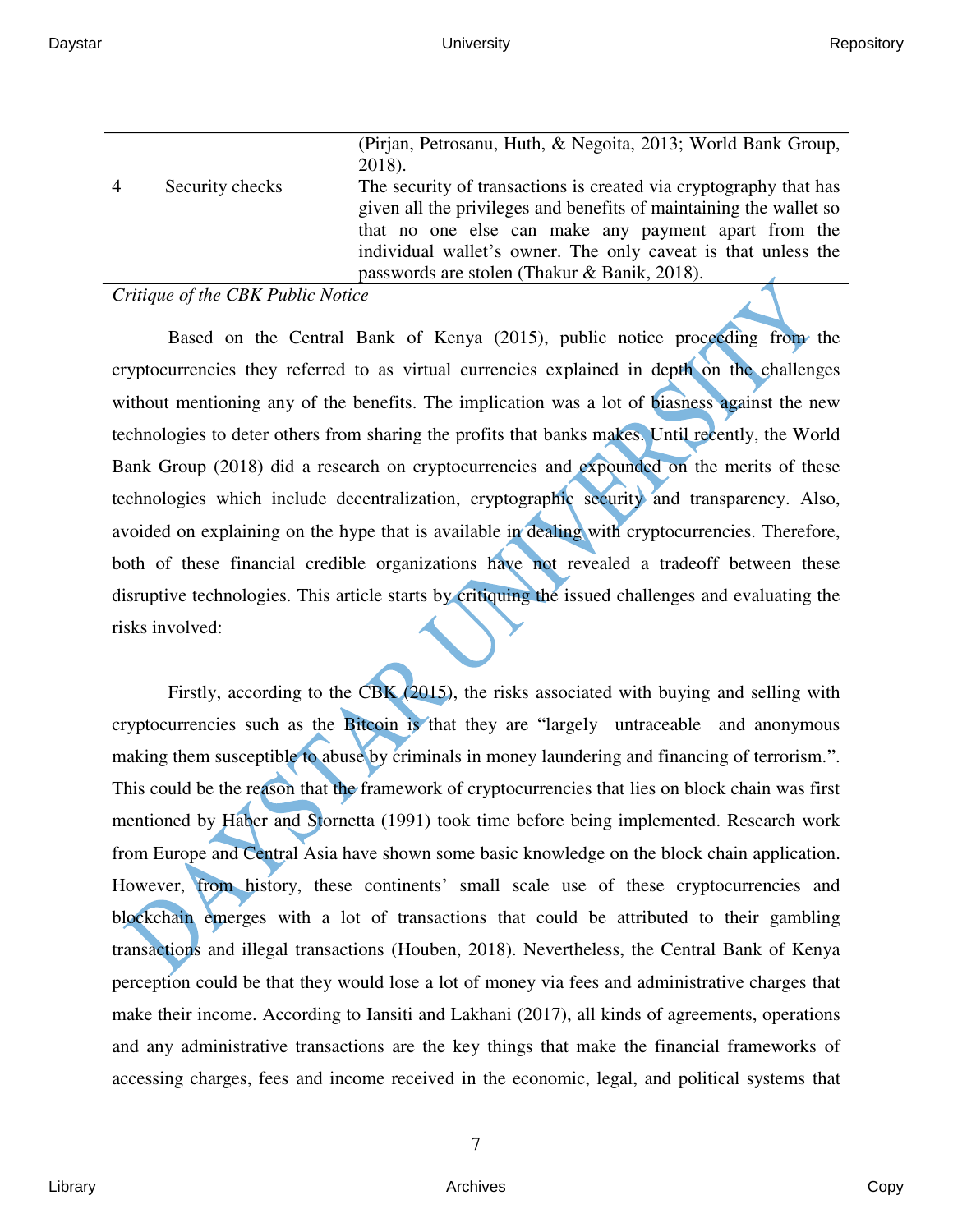|  |  | (Pirjan, Petrosanu, Huth, & Negoita, 2013; World Bank Group, 2018). |
| --- | --- | --- |
| 4 | Security checks | The security of transactions is created via cryptography that has given all the privileges and benefits of maintaining the wallet so that no one else can make any payment apart from the individual wallet's owner. The only caveat is that unless the passwords are stolen (Thakur & Banik, 2018). |

*Critique of the CBK Public Notice*

Based on the Central Bank of Kenya (2015), public notice proceeding from the cryptocurrencies they referred to as virtual currencies explained in depth on the challenges without mentioning any of the benefits. The implication was a lot of biasness against the new technologies to deter others from sharing the profits that banks makes. Until recently, the World Bank Group (2018) did a research on cryptocurrencies and expounded on the merits of these technologies which include decentralization, cryptographic security and transparency. Also, avoided on explaining on the hype that is available in dealing with cryptocurrencies. Therefore, both of these financial credible organizations have not revealed a tradeoff between these disruptive technologies. This article starts by critiquing the issued challenges and evaluating the risks involved:

Firstly, according to the CBK (2015), the risks associated with buying and selling with cryptocurrencies such as the Bitcoin is that they are "largely untraceable and anonymous making them susceptible to abuse by criminals in money laundering and financing of terrorism.". This could be the reason that the framework of cryptocurrencies that lies on block chain was first mentioned by Haber and Stornetta (1991) took time before being implemented. Research work from Europe and Central Asia have shown some basic knowledge on the block chain application. However, from history, these continents' small scale use of these cryptocurrencies and blockchain emerges with a lot of transactions that could be attributed to their gambling transactions and illegal transactions (Houben, 2018). Nevertheless, the Central Bank of Kenya perception could be that they would lose a lot of money via fees and administrative charges that make their income. According to Iansiti and Lakhani (2017), all kinds of agreements, operations and any administrative transactions are the key things that make the financial frameworks of accessing charges, fees and income received in the economic, legal, and political systems that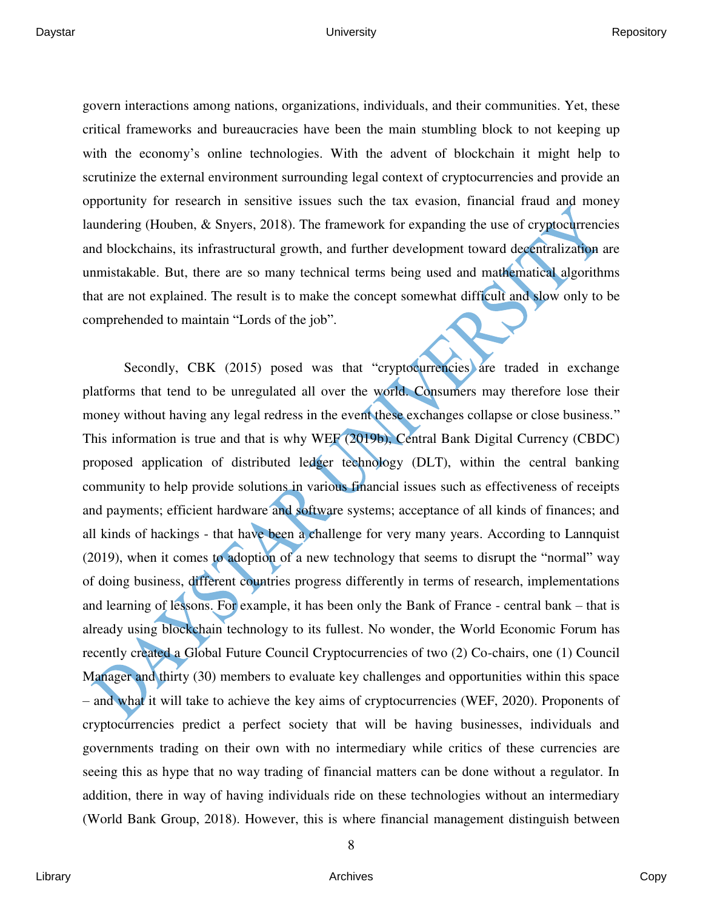govern interactions among nations, organizations, individuals, and their communities. Yet, these critical frameworks and bureaucracies have been the main stumbling block to not keeping up with the economy's online technologies. With the advent of blockchain it might help to scrutinize the external environment surrounding legal context of cryptocurrencies and provide an opportunity for research in sensitive issues such the tax evasion, financial fraud and money laundering (Houben, & Snyers, 2018). The framework for expanding the use of cryptocurrencies and blockchains, its infrastructural growth, and further development toward decentralization are unmistakable. But, there are so many technical terms being used and mathematical algorithms that are not explained. The result is to make the concept somewhat difficult and slow only to be comprehended to maintain "Lords of the job".

Secondly, CBK (2015) posed was that "cryptocurrencies are traded in exchange platforms that tend to be unregulated all over the world. Consumers may therefore lose their money without having any legal redress in the event these exchanges collapse or close business." This information is true and that is why WEF (2019b), Central Bank Digital Currency (CBDC) proposed application of distributed ledger technology (DLT), within the central banking community to help provide solutions in various financial issues such as effectiveness of receipts and payments; efficient hardware and software systems; acceptance of all kinds of finances; and all kinds of hackings - that have been a challenge for very many years. According to Lannquist (2019), when it comes to adoption of a new technology that seems to disrupt the "normal" way of doing business, different countries progress differently in terms of research, implementations and learning of lessons. For example, it has been only the Bank of France - central bank – that is already using blockchain technology to its fullest. No wonder, the World Economic Forum has recently created a Global Future Council Cryptocurrencies of two (2) Co-chairs, one (1) Council Manager and thirty (30) members to evaluate key challenges and opportunities within this space – and what it will take to achieve the key aims of cryptocurrencies (WEF, 2020). Proponents of cryptocurrencies predict a perfect society that will be having businesses, individuals and governments trading on their own with no intermediary while critics of these currencies are seeing this as hype that no way trading of financial matters can be done without a regulator. In addition, there in way of having individuals ride on these technologies without an intermediary (World Bank Group, 2018). However, this is where financial management distinguish between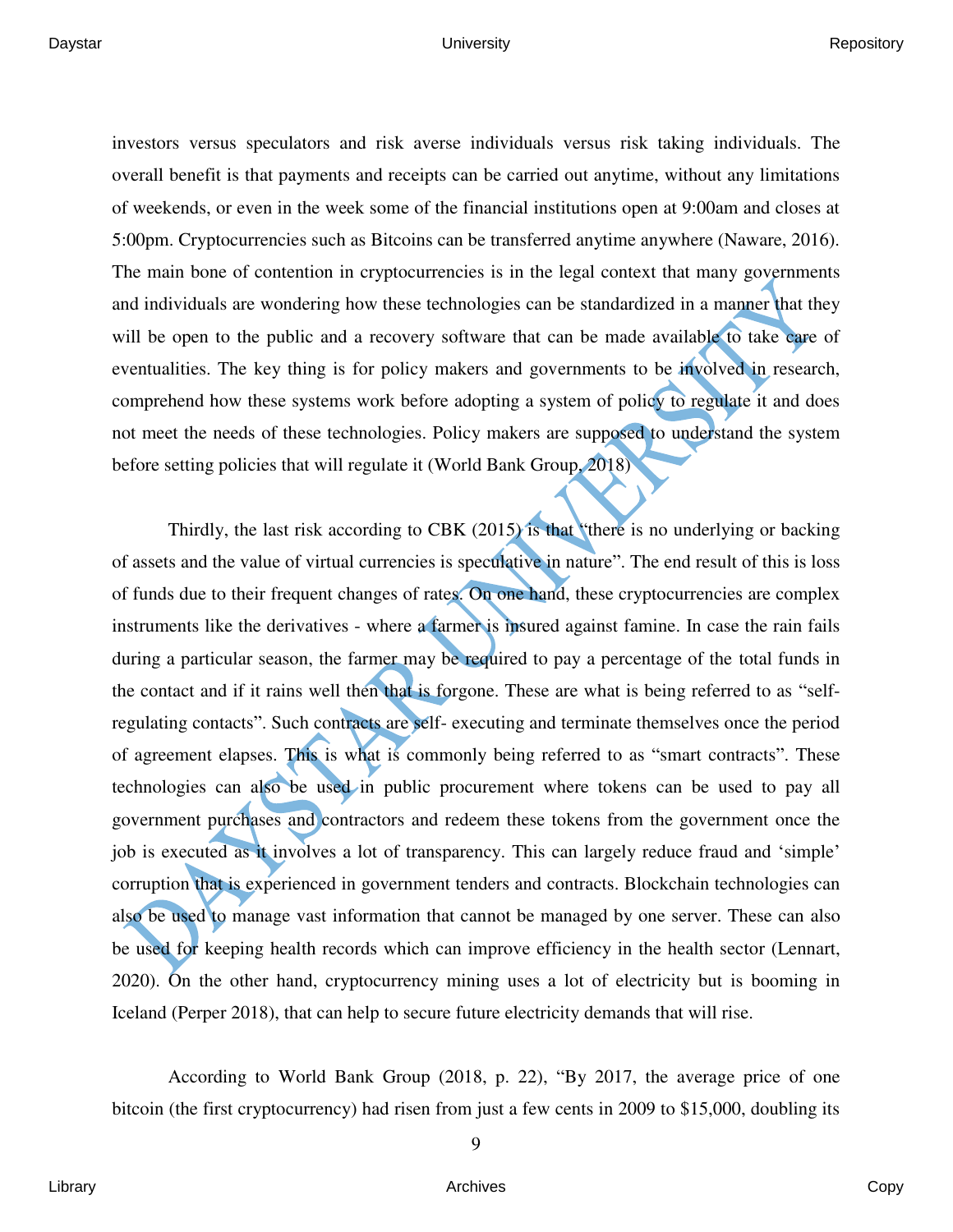investors versus speculators and risk averse individuals versus risk taking individuals. The overall benefit is that payments and receipts can be carried out anytime, without any limitations of weekends, or even in the week some of the financial institutions open at 9:00am and closes at 5:00pm. Cryptocurrencies such as Bitcoins can be transferred anytime anywhere (Naware, 2016). The main bone of contention in cryptocurrencies is in the legal context that many governments and individuals are wondering how these technologies can be standardized in a manner that they will be open to the public and a recovery software that can be made available to take care of eventualities. The key thing is for policy makers and governments to be involved in research, comprehend how these systems work before adopting a system of policy to regulate it and does not meet the needs of these technologies. Policy makers are supposed to understand the system before setting policies that will regulate it (World Bank Group, 2018)

Thirdly, the last risk according to CBK (2015) is that "there is no underlying or backing of assets and the value of virtual currencies is speculative in nature". The end result of this is loss of funds due to their frequent changes of rates. On one hand, these cryptocurrencies are complex instruments like the derivatives - where a farmer is insured against famine. In case the rain fails during a particular season, the farmer may be required to pay a percentage of the total funds in the contact and if it rains well then that is forgone. These are what is being referred to as "self-regulating contacts". Such contracts are self- executing and terminate themselves once the period of agreement elapses. This is what is commonly being referred to as "smart contracts". These technologies can also be used in public procurement where tokens can be used to pay all government purchases and contractors and redeem these tokens from the government once the job is executed as it involves a lot of transparency. This can largely reduce fraud and 'simple' corruption that is experienced in government tenders and contracts. Blockchain technologies can also be used to manage vast information that cannot be managed by one server. These can also be used for keeping health records which can improve efficiency in the health sector (Lennart, 2020). On the other hand, cryptocurrency mining uses a lot of electricity but is booming in Iceland (Perper 2018), that can help to secure future electricity demands that will rise.

According to World Bank Group (2018, p. 22), "By 2017, the average price of one bitcoin (the first cryptocurrency) had risen from just a few cents in 2009 to $15,000, doubling its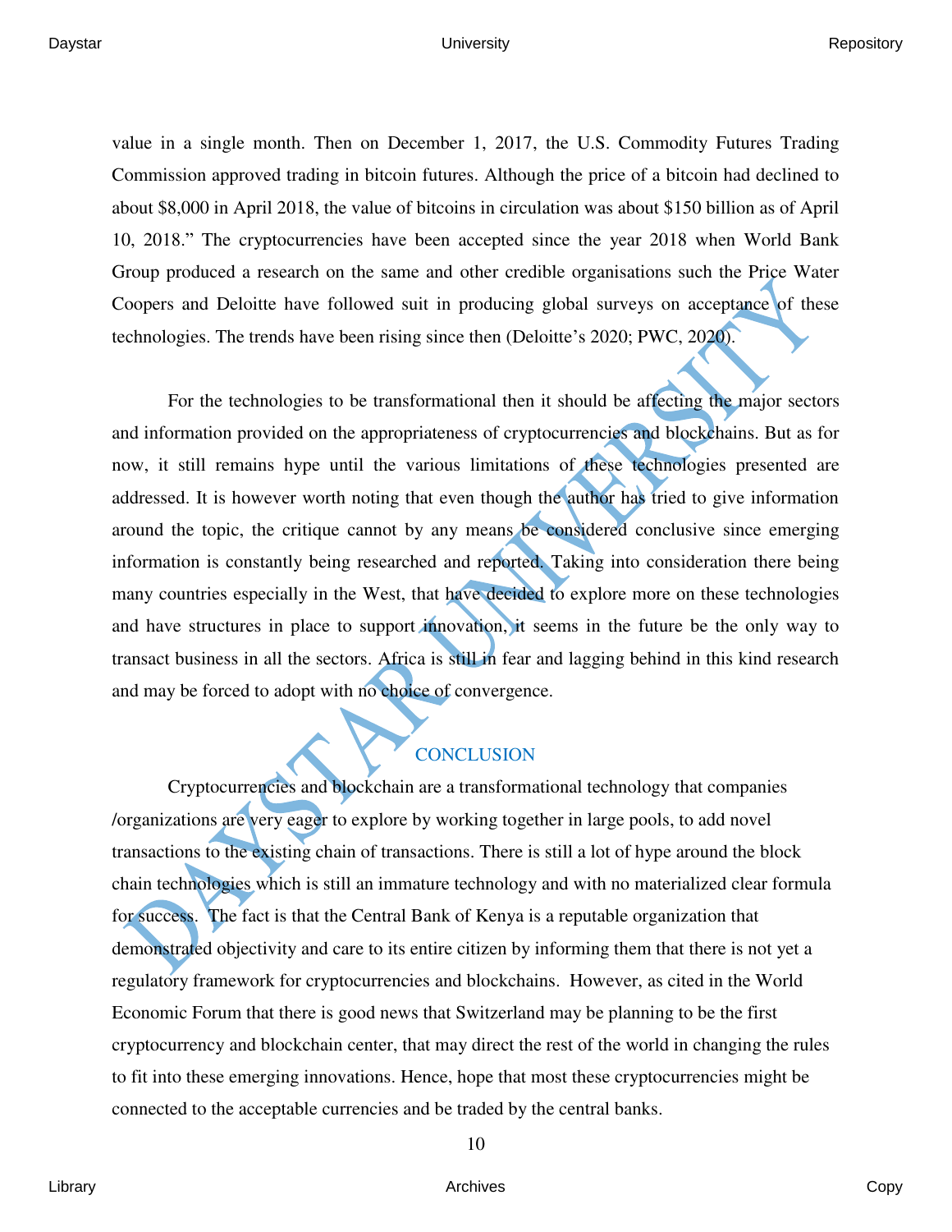value in a single month. Then on December 1, 2017, the U.S. Commodity Futures Trading Commission approved trading in bitcoin futures. Although the price of a bitcoin had declined to about $8,000 in April 2018, the value of bitcoins in circulation was about $150 billion as of April 10, 2018." The cryptocurrencies have been accepted since the year 2018 when World Bank Group produced a research on the same and other credible organisations such the Price Water Coopers and Deloitte have followed suit in producing global surveys on acceptance of these technologies. The trends have been rising since then (Deloitte's 2020; PWC, 2020).

For the technologies to be transformational then it should be affecting the major sectors and information provided on the appropriateness of cryptocurrencies and blockchains. But as for now, it still remains hype until the various limitations of these technologies presented are addressed. It is however worth noting that even though the author has tried to give information around the topic, the critique cannot by any means be considered conclusive since emerging information is constantly being researched and reported. Taking into consideration there being many countries especially in the West, that have decided to explore more on these technologies and have structures in place to support innovation, it seems in the future be the only way to transact business in all the sectors. Africa is still in fear and lagging behind in this kind research and may be forced to adopt with no choice of convergence.

## CONCLUSION

Cryptocurrencies and blockchain are a transformational technology that companies /organizations are very eager to explore by working together in large pools, to add novel transactions to the existing chain of transactions. There is still a lot of hype around the block chain technologies which is still an immature technology and with no materialized clear formula for success. The fact is that the Central Bank of Kenya is a reputable organization that demonstrated objectivity and care to its entire citizen by informing them that there is not yet a regulatory framework for cryptocurrencies and blockchains. However, as cited in the World Economic Forum that there is good news that Switzerland may be planning to be the first cryptocurrency and blockchain center, that may direct the rest of the world in changing the rules to fit into these emerging innovations. Hence, hope that most these cryptocurrencies might be connected to the acceptable currencies and be traded by the central banks.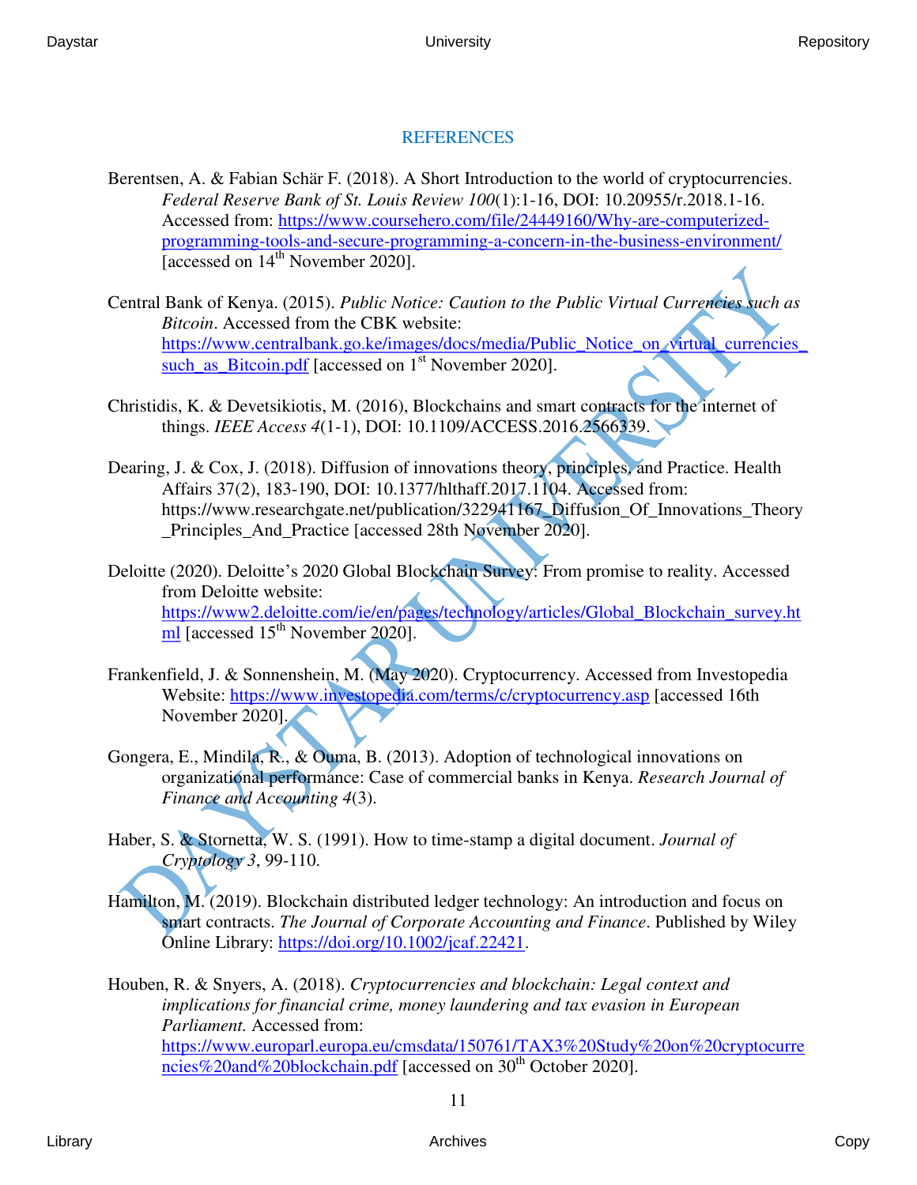# REFERENCES

Berentsen, A. & Fabian Schär F. (2018). A Short Introduction to the world of cryptocurrencies. *Federal Reserve Bank of St. Louis Review 100*(1):1-16, DOI: 10.20955/r.2018.1-16. Accessed from: https://www.coursehero.com/file/24449160/Why-are-computerized-programming-tools-and-secure-programming-a-concern-in-the-business-environment/ [accessed on 14th November 2020].

Central Bank of Kenya. (2015). *Public Notice: Caution to the Public Virtual Currencies such as Bitcoin*. Accessed from the CBK website: https://www.centralbank.go.ke/images/docs/media/Public_Notice_on_virtual_currencies_such_as_Bitcoin.pdf [accessed on 1st November 2020].

Christidis, K. & Devetsikiotis, M. (2016), Blockchains and smart contracts for the internet of things. *IEEE Access 4*(1-1), DOI: 10.1109/ACCESS.2016.2566339.

Dearing, J. & Cox, J. (2018). Diffusion of innovations theory, principles, and Practice. Health Affairs 37(2), 183-190, DOI: 10.1377/hlthaff.2017.1104. Accessed from: https://www.researchgate.net/publication/322941167_Diffusion_Of_Innovations_Theory_Principles_And_Practice [accessed 28th November 2020].

Deloitte (2020). Deloitte's 2020 Global Blockchain Survey: From promise to reality. Accessed from Deloitte website: https://www2.deloitte.com/ie/en/pages/technology/articles/Global_Blockchain_survey.html [accessed 15th November 2020].

Frankenfield, J. & Sonnenshein, M. (May 2020). Cryptocurrency. Accessed from Investopedia Website: https://www.investopedia.com/terms/c/cryptocurrency.asp [accessed 16th November 2020].

Gongera, E., Mindila, R., & Ouma, B. (2013). Adoption of technological innovations on organizational performance: Case of commercial banks in Kenya. *Research Journal of Finance and Accounting 4*(3).

Haber, S. & Stornetta, W. S. (1991). How to time-stamp a digital document. *Journal of Cryptology 3*, 99-110.

Hamilton, M. (2019). Blockchain distributed ledger technology: An introduction and focus on smart contracts. *The Journal of Corporate Accounting and Finance*. Published by Wiley Online Library: https://doi.org/10.1002/jcaf.22421.

Houben, R. & Snyers, A. (2018). *Cryptocurrencies and blockchain: Legal context and implications for financial crime, money laundering and tax evasion in European Parliament.* Accessed from: https://www.europarl.europa.eu/cmsdata/150761/TAX3%20Study%20on%20cryptocurrencies%20and%20blockchain.pdf [accessed on 30th October 2020].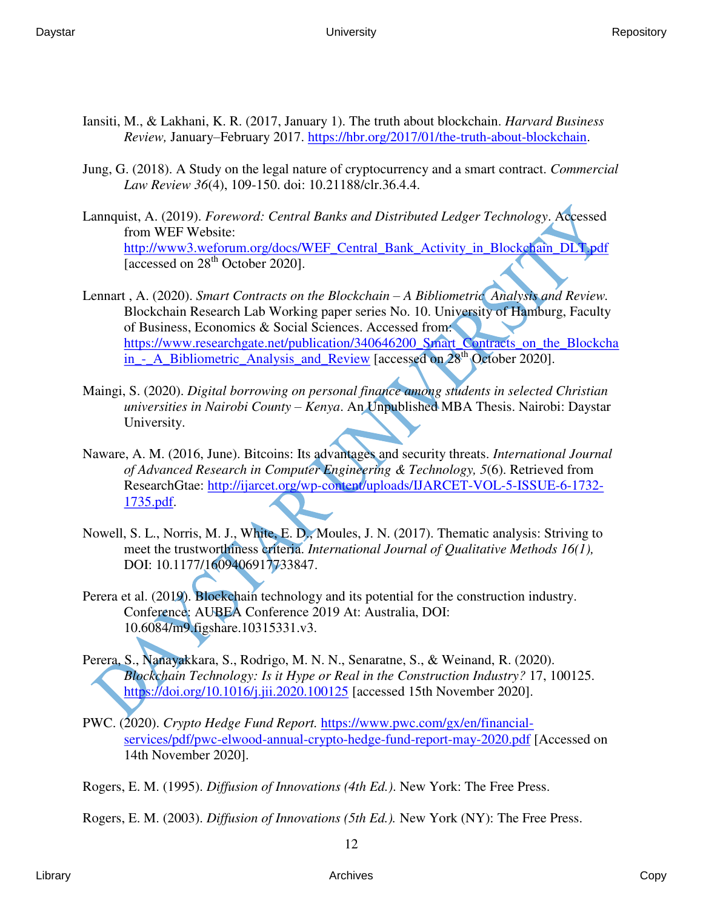Iansiti, M., & Lakhani, K. R. (2017, January 1). The truth about blockchain. *Harvard Business Review,* January–February 2017. https://hbr.org/2017/01/the-truth-about-blockchain.

Jung, G. (2018). A Study on the legal nature of cryptocurrency and a smart contract. *Commercial Law Review 36*(4), 109-150. doi: 10.21188/clr.36.4.4.

Lannquist, A. (2019). *Foreword: Central Banks and Distributed Ledger Technology*. Accessed from WEF Website: http://www3.weforum.org/docs/WEF_Central_Bank_Activity_in_Blockchain_DLT.pdf [accessed on 28th October 2020].

Lennart , A. (2020). *Smart Contracts on the Blockchain – A Bibliometric Analysis and Review.* Blockchain Research Lab Working paper series No. 10. University of Hamburg, Faculty of Business, Economics & Social Sciences. Accessed from: https://www.researchgate.net/publication/340646200_Smart_Contracts_on_the_Blockchain_-_A_Bibliometric_Analysis_and_Review [accessed on 28th October 2020].

Maingi, S. (2020). *Digital borrowing on personal finance among students in selected Christian universities in Nairobi County – Kenya*. An Unpublished MBA Thesis. Nairobi: Daystar University.

Naware, A. M. (2016, June). Bitcoins: Its advantages and security threats. *International Journal of Advanced Research in Computer Engineering & Technology, 5*(6). Retrieved from ResearchGtae: http://ijarcet.org/wp-content/uploads/IJARCET-VOL-5-ISSUE-6-1732-1735.pdf.

Nowell, S. L., Norris, M. J., White, E. D., Moules, J. N. (2017). Thematic analysis: Striving to meet the trustworthiness criteria. *International Journal of Qualitative Methods 16(1),* DOI: 10.1177/1609406917733847.

Perera et al. (2019). Blockchain technology and its potential for the construction industry. Conference: AUBEA Conference 2019 At: Australia, DOI: 10.6084/m9.figshare.10315331.v3.

Perera, S., Nanayakkara, S., Rodrigo, M. N. N., Senaratne, S., & Weinand, R. (2020). *Blockchain Technology: Is it Hype or Real in the Construction Industry?* 17, 100125. https://doi.org/10.1016/j.jii.2020.100125 [accessed 15th November 2020].

PWC. (2020). *Crypto Hedge Fund Report.* https://www.pwc.com/gx/en/financial-services/pdf/pwc-elwood-annual-crypto-hedge-fund-report-may-2020.pdf [Accessed on 14th November 2020].

Rogers, E. M. (1995). *Diffusion of Innovations (4th Ed.).* New York: The Free Press.

Rogers, E. M. (2003). *Diffusion of Innovations (5th Ed.).* New York (NY): The Free Press.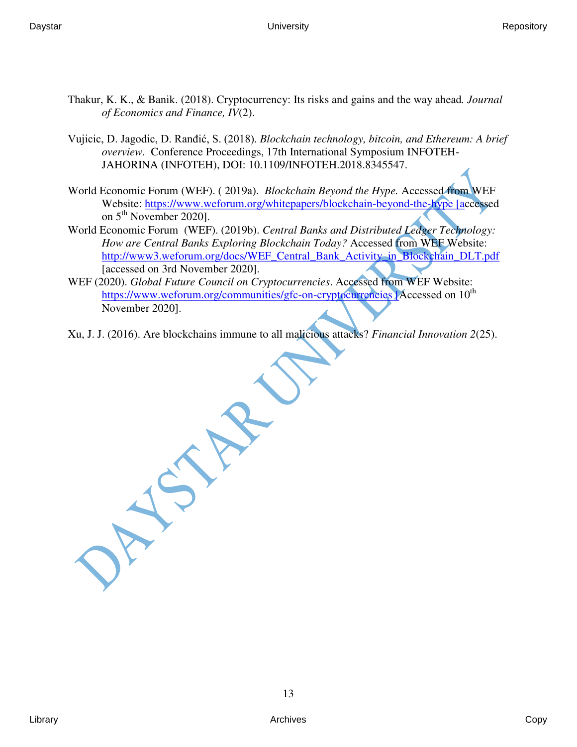Thakur, K. K., & Banik. (2018). Cryptocurrency: Its risks and gains and the way ahead. *Journal of Economics and Finance, IV*(2).

Vujicic, D. Jagodic, D. Ranđić, S. (2018). *Blockchain technology, bitcoin, and Ethereum: A brief overview.* Conference Proceedings, 17th International Symposium INFOTEH-JAHORINA (INFOTEH), DOI: 10.1109/INFOTEH.2018.8345547.

World Economic Forum (WEF). ( 2019a). *Blockchain Beyond the Hype.* Accessed from WEF Website: https://www.weforum.org/whitepapers/blockchain-beyond-the-hype [accessed on 5th November 2020].

World Economic Forum (WEF). (2019b). *Central Banks and Distributed Ledger Technology: How are Central Banks Exploring Blockchain Today?* Accessed from WEF Website: http://www3.weforum.org/docs/WEF_Central_Bank_Activity_in_Blockchain_DLT.pdf [accessed on 3rd November 2020].

WEF (2020). *Global Future Council on Cryptocurrencies*. Accessed from WEF Website: https://www.weforum.org/communities/gfc-on-cryptocurrencies [Accessed on 10th November 2020].

Xu, J. J. (2016). Are blockchains immune to all malicious attacks? *Financial Innovation 2*(25).